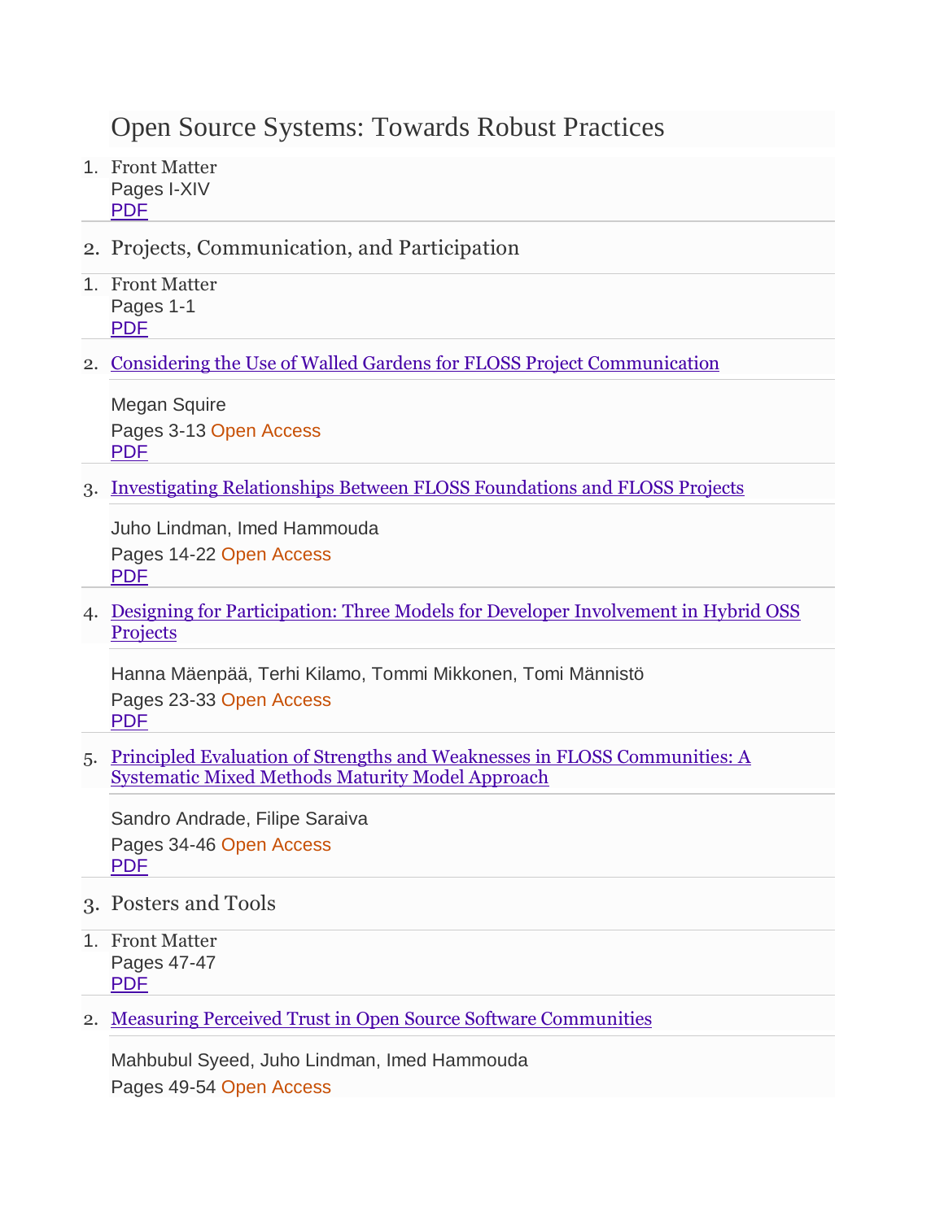# Open Source Systems: Towards Robust Practices

1. Front Matter
   Pages I-XIV
   PDF

2. Projects, Communication, and Participation

1. Front Matter
   Pages 1-1
   PDF

2. Considering the Use of Walled Gardens for FLOSS Project Communication

   Megan Squire

   Pages 3-13 Open Access
   PDF

3. Investigating Relationships Between FLOSS Foundations and FLOSS Projects

   Juho Lindman, Imed Hammouda

   Pages 14-22 Open Access
   PDF

4. Designing for Participation: Three Models for Developer Involvement in Hybrid OSS Projects

   Hanna Mäenpää, Terhi Kilamo, Tommi Mikkonen, Tomi Männistö

   Pages 23-33 Open Access
   PDF

5. Principled Evaluation of Strengths and Weaknesses in FLOSS Communities: A Systematic Mixed Methods Maturity Model Approach

   Sandro Andrade, Filipe Saraiva

   Pages 34-46 Open Access
   PDF

3. Posters and Tools

1. Front Matter
   Pages 47-47
   PDF

2. Measuring Perceived Trust in Open Source Software Communities

   Mahbubul Syeed, Juho Lindman, Imed Hammouda

   Pages 49-54 Open Access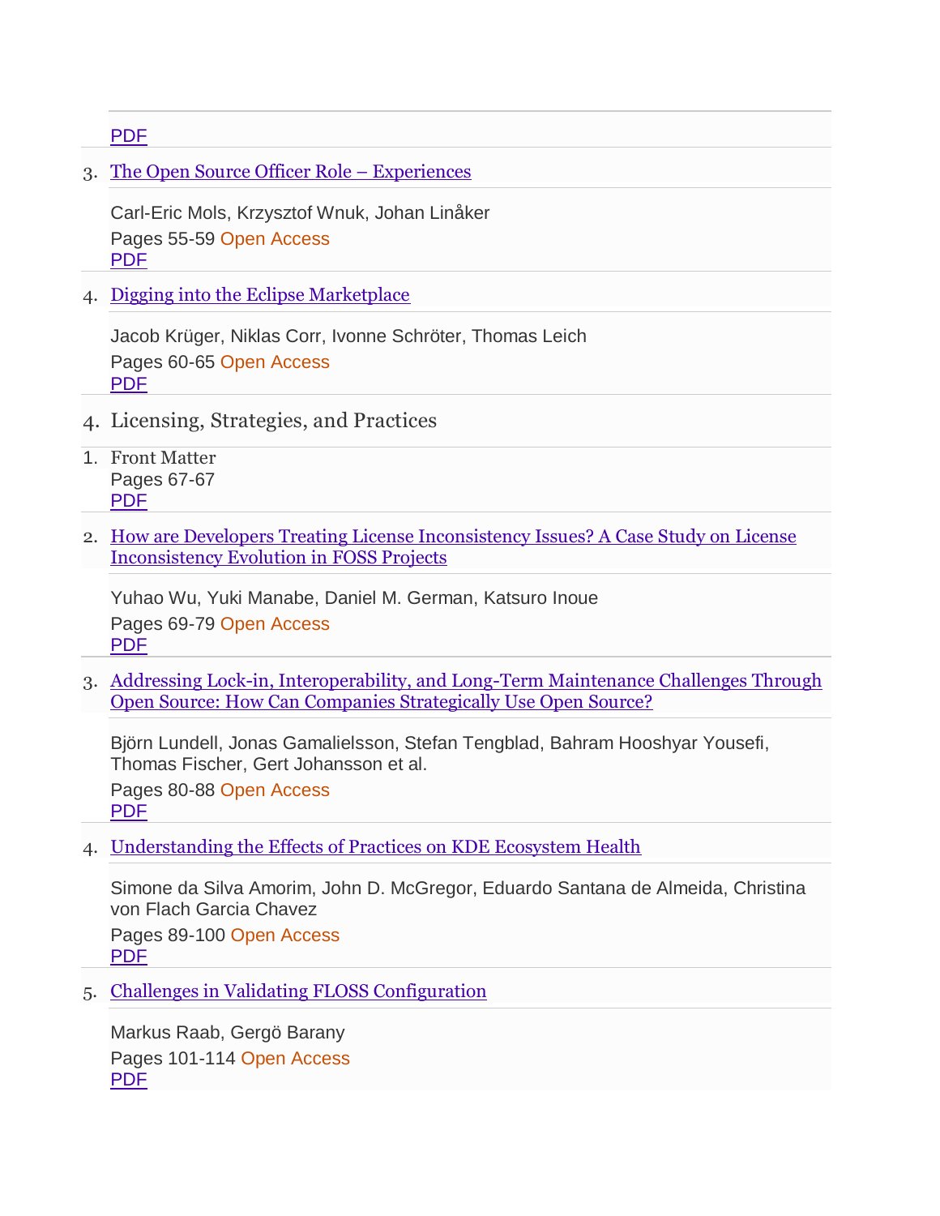[PDF]()

3. [The Open Source Officer Role – Experiences]()

   Carl-Eric Mols, Krzysztof Wnuk, Johan Linåker

   Pages 55-59 Open Access

   [PDF]()

4. [Digging into the Eclipse Marketplace]()

   Jacob Krüger, Niklas Corr, Ivonne Schröter, Thomas Leich

   Pages 60-65 Open Access

   [PDF]()

4. Licensing, Strategies, and Practices

1. Front Matter

   Pages 67-67

   [PDF]()

2. [How are Developers Treating License Inconsistency Issues? A Case Study on License Inconsistency Evolution in FOSS Projects]()

   Yuhao Wu, Yuki Manabe, Daniel M. German, Katsuro Inoue

   Pages 69-79 Open Access

   [PDF]()

3. [Addressing Lock-in, Interoperability, and Long-Term Maintenance Challenges Through Open Source: How Can Companies Strategically Use Open Source?]()

   Björn Lundell, Jonas Gamalielsson, Stefan Tengblad, Bahram Hooshyar Yousefi, Thomas Fischer, Gert Johansson et al.

   Pages 80-88 Open Access

   [PDF]()

4. [Understanding the Effects of Practices on KDE Ecosystem Health]()

   Simone da Silva Amorim, John D. McGregor, Eduardo Santana de Almeida, Christina von Flach Garcia Chavez

   Pages 89-100 Open Access

   [PDF]()

5. [Challenges in Validating FLOSS Configuration]()

   Markus Raab, Gergö Barany

   Pages 101-114 Open Access

   [PDF]()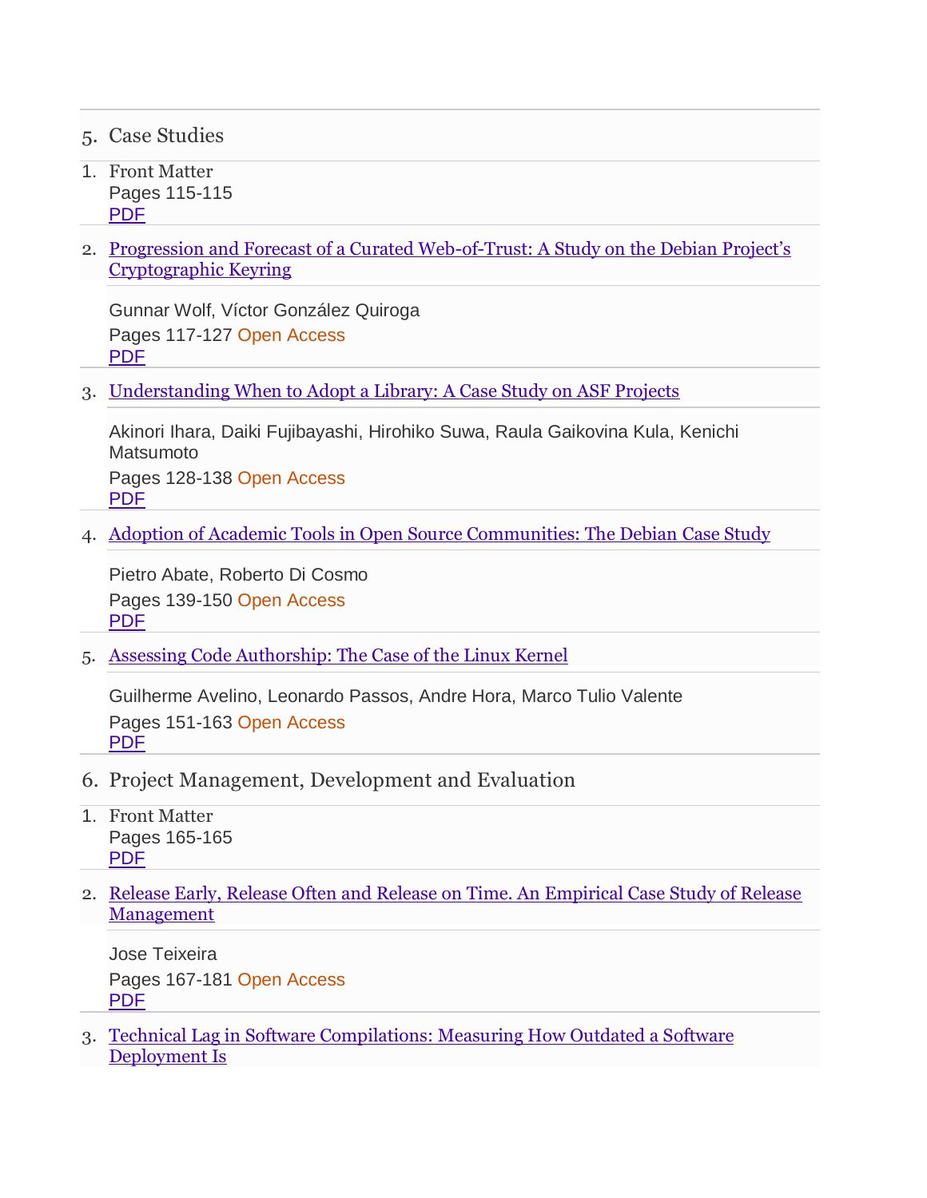5. Case Studies

1. Front Matter
   Pages 115-115
   PDF

2. Progression and Forecast of a Curated Web-of-Trust: A Study on the Debian Project's Cryptographic Keyring

   Gunnar Wolf, Víctor González Quiroga
   Pages 117-127 Open Access
   PDF

3. Understanding When to Adopt a Library: A Case Study on ASF Projects

   Akinori Ihara, Daiki Fujibayashi, Hirohiko Suwa, Raula Gaikovina Kula, Kenichi Matsumoto
   Pages 128-138 Open Access
   PDF

4. Adoption of Academic Tools in Open Source Communities: The Debian Case Study

   Pietro Abate, Roberto Di Cosmo
   Pages 139-150 Open Access
   PDF

5. Assessing Code Authorship: The Case of the Linux Kernel

   Guilherme Avelino, Leonardo Passos, Andre Hora, Marco Tulio Valente
   Pages 151-163 Open Access
   PDF

6. Project Management, Development and Evaluation

1. Front Matter
   Pages 165-165
   PDF

2. Release Early, Release Often and Release on Time. An Empirical Case Study of Release Management

   Jose Teixeira
   Pages 167-181 Open Access
   PDF

3. Technical Lag in Software Compilations: Measuring How Outdated a Software Deployment Is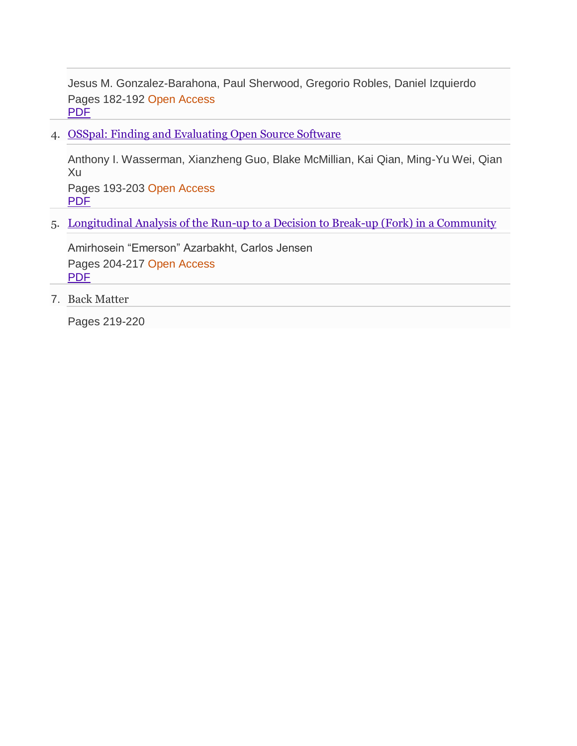Jesus M. Gonzalez-Barahona, Paul Sherwood, Gregorio Robles, Daniel Izquierdo
Pages 182-192 Open Access
PDF

4. OSSpal: Finding and Evaluating Open Source Software

   Anthony I. Wasserman, Xianzheng Guo, Blake McMillian, Kai Qian, Ming-Yu Wei, Qian Xu
   Pages 193-203 Open Access
   PDF

5. Longitudinal Analysis of the Run-up to a Decision to Break-up (Fork) in a Community

   Amirhosein “Emerson” Azarbakht, Carlos Jensen
   Pages 204-217 Open Access
   PDF

7. Back Matter

   Pages 219-220